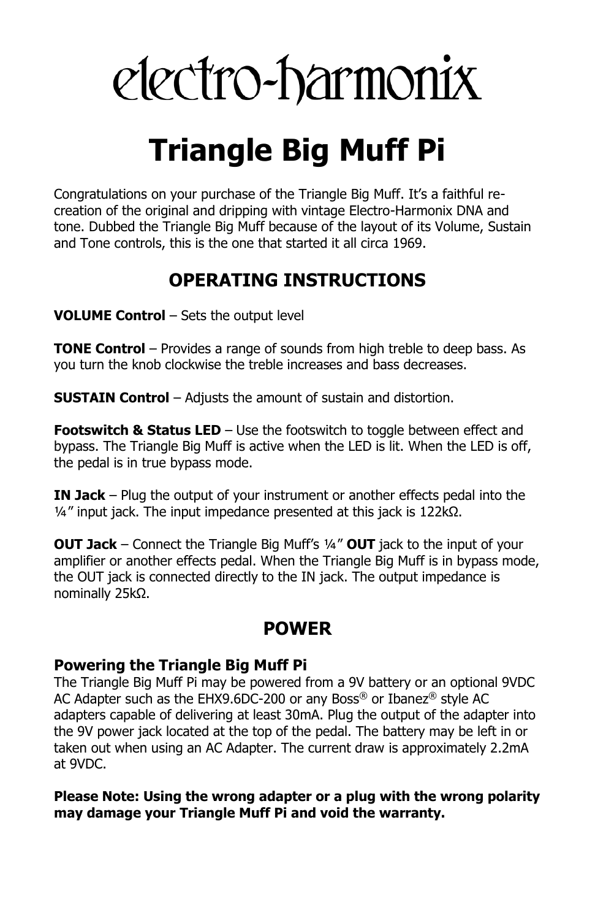# electro-harmonix

# Triangle Big Muff Pi

Congratulations on your purchase of the Triangle Big Muff. It's a faithful re-creation of the original and dripping with vintage Electro-Harmonix DNA and tone. Dubbed the Triangle Big Muff because of the layout of its Volume, Sustain and Tone controls, this is the one that started it all circa 1969.

## OPERATING INSTRUCTIONS

**VOLUME Control** – Sets the output level

**TONE Control** – Provides a range of sounds from high treble to deep bass. As you turn the knob clockwise the treble increases and bass decreases.

**SUSTAIN Control** – Adjusts the amount of sustain and distortion.

**Footswitch & Status LED** – Use the footswitch to toggle between effect and bypass. The Triangle Big Muff is active when the LED is lit. When the LED is off, the pedal is in true bypass mode.

**IN Jack** – Plug the output of your instrument or another effects pedal into the ¼" input jack. The input impedance presented at this jack is 122kΩ.

**OUT Jack** – Connect the Triangle Big Muff's ¼" **OUT** jack to the input of your amplifier or another effects pedal. When the Triangle Big Muff is in bypass mode, the OUT jack is connected directly to the IN jack. The output impedance is nominally 25kΩ.

## POWER

### Powering the Triangle Big Muff Pi

The Triangle Big Muff Pi may be powered from a 9V battery or an optional 9VDC AC Adapter such as the EHX9.6DC-200 or any Boss® or Ibanez® style AC adapters capable of delivering at least 30mA. Plug the output of the adapter into the 9V power jack located at the top of the pedal. The battery may be left in or taken out when using an AC Adapter. The current draw is approximately 2.2mA at 9VDC.

**Please Note: Using the wrong adapter or a plug with the wrong polarity may damage your Triangle Muff Pi and void the warranty.**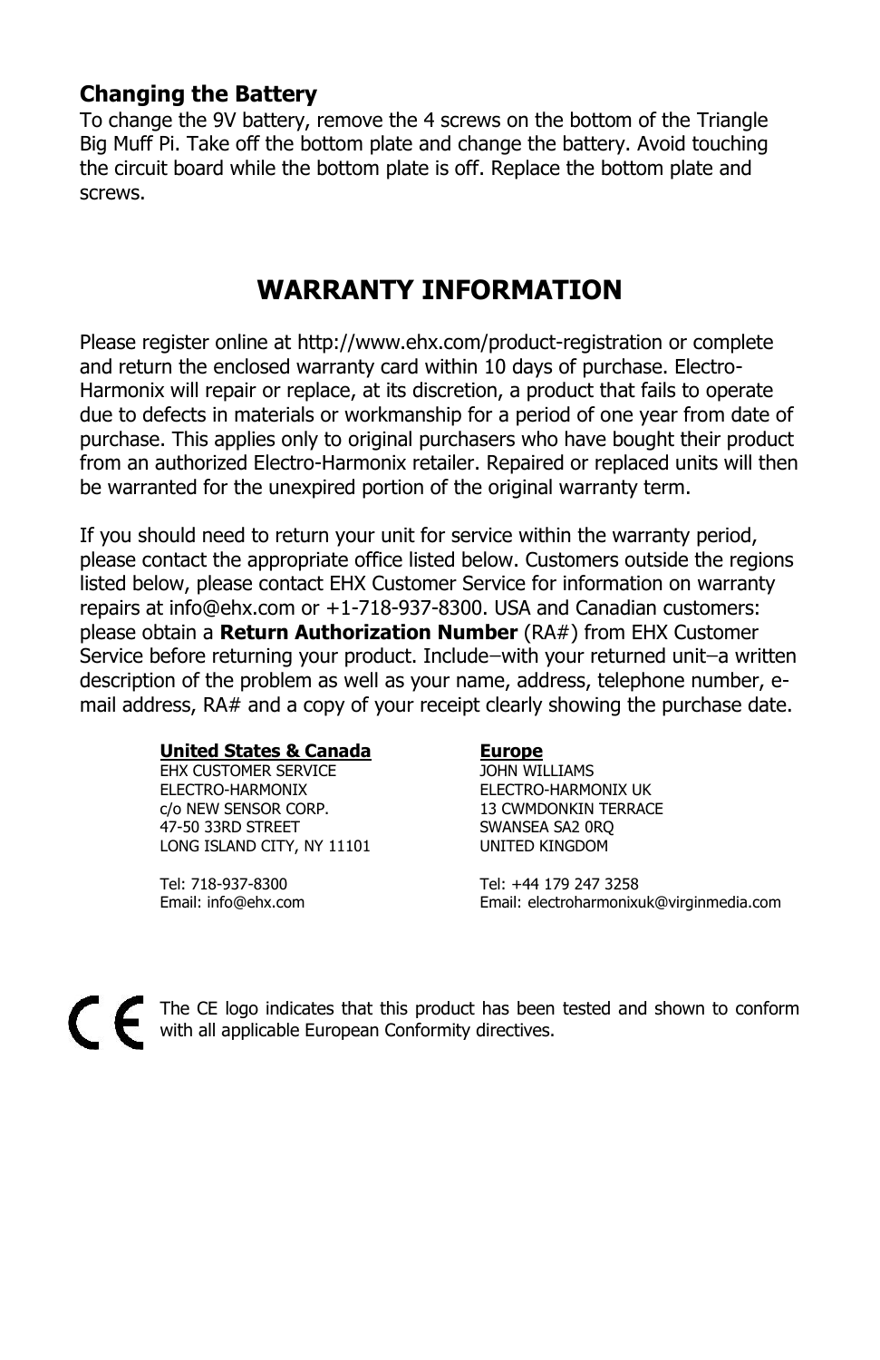### Changing the Battery

To change the 9V battery, remove the 4 screws on the bottom of the Triangle Big Muff Pi. Take off the bottom plate and change the battery. Avoid touching the circuit board while the bottom plate is off. Replace the bottom plate and screws.

## WARRANTY INFORMATION

Please register online at http://www.ehx.com/product-registration or complete and return the enclosed warranty card within 10 days of purchase. Electro-Harmonix will repair or replace, at its discretion, a product that fails to operate due to defects in materials or workmanship for a period of one year from date of purchase. This applies only to original purchasers who have bought their product from an authorized Electro-Harmonix retailer. Repaired or replaced units will then be warranted for the unexpired portion of the original warranty term.

If you should need to return your unit for service within the warranty period, please contact the appropriate office listed below. Customers outside the regions listed below, please contact EHX Customer Service for information on warranty repairs at info@ehx.com or +1-718-937-8300. USA and Canadian customers: please obtain a **Return Authorization Number** (RA#) from EHX Customer Service before returning your product. Include–with your returned unit–a written description of the problem as well as your name, address, telephone number, e-mail address, RA# and a copy of your receipt clearly showing the purchase date.

**United States & Canada**
EHX CUSTOMER SERVICE
ELECTRO-HARMONIX
c/o NEW SENSOR CORP.
47-50 33RD STREET
LONG ISLAND CITY, NY 11101

Tel: 718-937-8300
Email: info@ehx.com

**Europe**
JOHN WILLIAMS
ELECTRO-HARMONIX UK
13 CWMDONKIN TERRACE
SWANSEA SA2 0RQ
UNITED KINGDOM

Tel: +44 179 247 3258
Email: electroharmonixuk@virginmedia.com

CE

The CE logo indicates that this product has been tested and shown to conform with all applicable European Conformity directives.